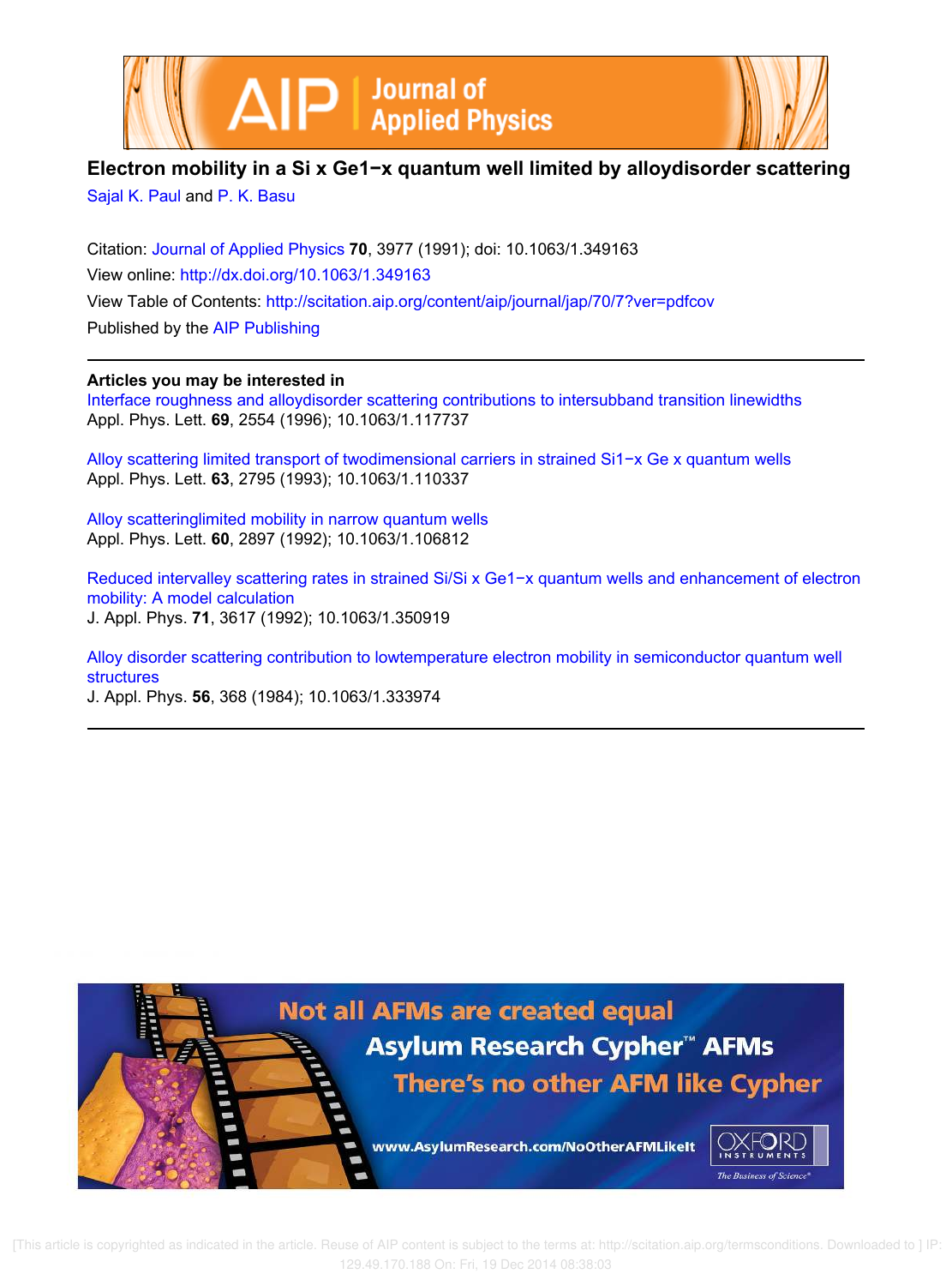# Electron mobility in a Si x Ge1−x quantum well limited by alloydisorder scattering

Sajal K. Paul and P. K. Basu

Citation: Journal of Applied Physics **70**, 3977 (1991); doi: 10.1063/1.349163

View online: http://dx.doi.org/10.1063/1.349163

View Table of Contents: http://scitation.aip.org/content/aip/journal/jap/70/7?ver=pdfcov

Published by the AIP Publishing

## Articles you may be interested in

Interface roughness and alloydisorder scattering contributions to intersubband transition linewidths
Appl. Phys. Lett. **69**, 2554 (1996); 10.1063/1.117737

Alloy scattering limited transport of twodimensional carriers in strained Si1−x Ge x quantum wells
Appl. Phys. Lett. **63**, 2795 (1993); 10.1063/1.110337

Alloy scatteringlimited mobility in narrow quantum wells
Appl. Phys. Lett. **60**, 2897 (1992); 10.1063/1.106812

Reduced intervalley scattering rates in strained Si/Si x Ge1−x quantum wells and enhancement of electron mobility: A model calculation
J. Appl. Phys. **71**, 3617 (1992); 10.1063/1.350919

Alloy disorder scattering contribution to lowtemperature electron mobility in semiconductor quantum well structures
J. Appl. Phys. **56**, 368 (1984); 10.1063/1.333974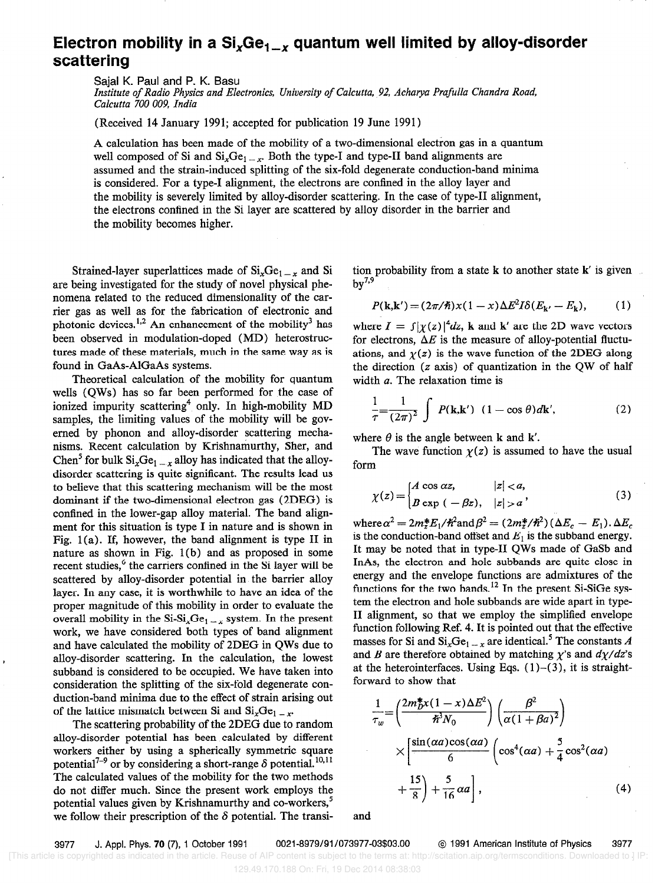# Electron mobility in a $Si_xGe_{1-x}$ quantum well limited by alloy-disorder scattering

Sajal K. Paul and P. K. Basu

*Institute of Radio Physics and Electronics, University of Calcutta, 92, Acharya Prafulla Chandra Road, Calcutta 700 009, India*

(Received 14 January 1991; accepted for publication 19 June 1991)

A calculation has been made of the mobility of a two-dimensional electron gas in a quantum well composed of Si and $Si_xGe_{1-x}$. Both the type-I and type-II band alignments are assumed and the strain-induced splitting of the six-fold degenerate conduction-band minima is considered. For a type-I alignment, the electrons are confined in the alloy layer and the mobility is severely limited by alloy-disorder scattering. In the case of type-II alignment, the electrons confined in the Si layer are scattered by alloy disorder in the barrier and the mobility becomes higher.

Strained-layer superlattices made of $Si_xGe_{1-x}$ and Si are being investigated for the study of novel physical phenomena related to the reduced dimensionality of the carrier gas as well as for the fabrication of electronic and photonic devices.[1,2] An enhancement of the mobility[3] has been observed in modulation-doped (MD) heterostructures made of these materials, much in the same way as is found in GaAs-AlGaAs systems.

Theoretical calculation of the mobility for quantum wells (QWs) has so far been performed for the case of ionized impurity scattering[4] only. In high-mobility MD samples, the limiting values of the mobility will be governed by phonon and alloy-disorder scattering mechanisms. Recent calculation by Krishnamurthy, Sher, and Chen[5] for bulk $Si_xGe_{1-x}$ alloy has indicated that the alloy-disorder scattering is quite significant. The results lead us to believe that this scattering mechanism will be the most dominant if the two-dimensional electron gas (2DEG) is confined in the lower-gap alloy material. The band alignment for this situation is type I in nature and is shown in Fig. 1(a). If, however, the band alignment is type II in nature as shown in Fig. 1(b) and as proposed in some recent studies,[6] the carriers confined in the Si layer will be scattered by alloy-disorder potential in the barrier alloy layer. In any case, it is worthwhile to have an idea of the proper magnitude of this mobility in order to evaluate the overall mobility in the Si-$Si_xGe_{1-x}$ system. In the present work, we have considered both types of band alignment and have calculated the mobility of 2DEG in QWs due to alloy-disorder scattering. In the calculation, the lowest subband is considered to be occupied. We have taken into consideration the splitting of the six-fold degenerate conduction-band minima due to the effect of strain arising out of the lattice mismatch between Si and $Si_xGe_{1-x}$.

The scattering probability of the 2DEG due to random alloy-disorder potential has been calculated by different workers either by using a spherically symmetric square potential[7-9] or by considering a short-range $\delta$ potential.[10,11] The calculated values of the mobility for the two methods do not differ much. Since the present work employs the potential values given by Krishnamurthy and co-workers,[5] we follow their prescription of the $\delta$ potential. The transition probability from a state **k** to another state **k**′ is given by[7,9]

$$P(\mathbf{k},\mathbf{k}') = (2\pi/\hbar)x(1-x)\Delta E^2 I \delta(E_{\mathbf{k}'} - E_{\mathbf{k}}), \tag{1}$$

where $I = \int|\chi(z)|^4 dz$, **k** and **k**′ are the 2D wave vectors for electrons, $\Delta E$ is the measure of alloy-potential fluctuations, and $\chi(z)$ is the wave function of the 2DEG along the direction ($z$ axis) of quantization in the QW of half width $a$. The relaxation time is

$$\frac{1}{\tau} = \frac{1}{(2\pi)^2}\int P(\mathbf{k},\mathbf{k}')\ (1-\cos\theta)d\mathbf{k}', \tag{2}$$

where $\theta$ is the angle between **k** and **k**′.

The wave function $\chi(z)$ is assumed to have the usual form

$$\chi(z) = \begin{cases} A\cos\alpha z, & |z| < a, \\ B\exp(-\beta z), & |z| > a \end{cases}, \tag{3}$$

where $\alpha^2 = 2m_z^* E_1/\hbar^2$ and $\beta^2 = (2m_z^*/\hbar^2)(\Delta E_c - E_1)$. $\Delta E_c$ is the conduction-band offset and $E_1$ is the subband energy. It may be noted that in type-II QWs made of GaSb and InAs, the electron and hole subbands are quite close in energy and the envelope functions are admixtures of the functions for the two bands.[12] In the present Si-SiGe system the electron and hole subbands are wide apart in type-II alignment, so that we employ the simplified envelope function following Ref. 4. It is pointed out that the effective masses for Si and $Si_xGe_{1-x}$ are identical.[5] The constants $A$ and $B$ are therefore obtained by matching $\chi$'s and $d\chi/dz$'s at the heterointerfaces. Using Eqs. (1)–(3), it is straightforward to show that

$$\frac{1}{\tau_w} = \left(\frac{2m_D^* x(1-x)\Delta E^2}{\hbar^3 N_0}\right)\left(\frac{\beta^2}{\alpha(1+\beta a)^2}\right) \times\left[\frac{\sin(\alpha a)\cos(\alpha a)}{6}\left(\cos^4(\alpha a) + \frac{5}{4}\cos^2(\alpha a) + \frac{15}{8}\right) + \frac{5}{16}\alpha a\right], \tag{4}$$

and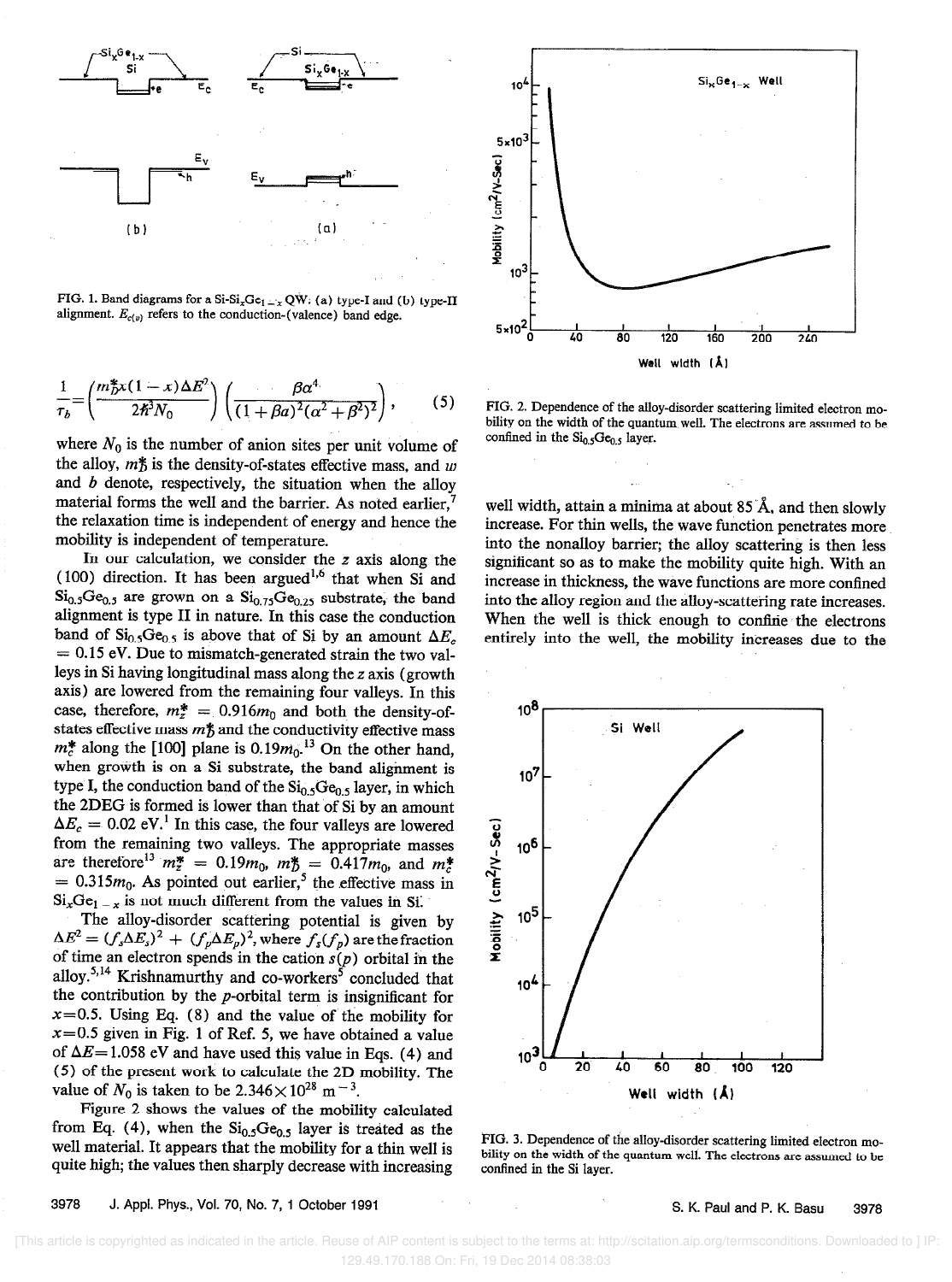FIG. 1. Band diagrams for a Si-$Si_xGe_{1-x}$ QW: (a) type-I and (b) type-II alignment. $E_{c(v)}$ refers to the conduction-(valence) band edge.

$$\frac{1}{\tau_b}=\left(\frac{m_D^* x(1-x)\Delta E^2}{2\hbar^3 N_0}\right)\left(\frac{\beta\alpha^4}{(1+\beta a)^2(\alpha^2+\beta^2)^2}\right), \quad (5)$$

where $N_0$ is the number of anion sites per unit volume of the alloy, $m_D^*$ is the density-of-states effective mass, and $w$ and $b$ denote, respectively, the situation when the alloy material forms the well and the barrier. As noted earlier,[7] the relaxation time is independent of energy and hence the mobility is independent of temperature.

In our calculation, we consider the $z$ axis along the (100) direction. It has been argued[1,6] that when Si and $Si_{0.5}Ge_{0.5}$ are grown on a $Si_{0.75}Ge_{0.25}$ substrate, the band alignment is type II in nature. In this case the conduction band of $Si_{0.5}Ge_{0.5}$ is above that of Si by an amount $\Delta E_c = 0.15$ eV. Due to mismatch-generated strain the two valleys in Si having longitudinal mass along the $z$ axis (growth axis) are lowered from the remaining four valleys. In this case, therefore, $m_z^* = 0.916m_0$ and both the density-of-states effective mass $m_D^*$ and the conductivity effective mass $m_c^*$ along the [100] plane is $0.19m_0$.[13] On the other hand, when growth is on a Si substrate, the band alignment is type I, the conduction band of the $Si_{0.5}Ge_{0.5}$ layer, in which the 2DEG is formed is lower than that of Si by an amount $\Delta E_c = 0.02$ eV.[1] In this case, the four valleys are lowered from the remaining two valleys. The appropriate masses are therefore[13] $m_z^* = 0.19m_0$, $m_D^* = 0.417m_0$, and $m_c^* = 0.315m_0$. As pointed out earlier,[5] the effective mass in $Si_xGe_{1-x}$ is not much different from the values in Si.

The alloy-disorder scattering potential is given by $\Delta E^2 = (f_s\Delta E_s)^2 + (f_p\Delta E_p)^2$, where $f_s(f_p)$ are the fraction of time an electron spends in the cation $s(p)$ orbital in the alloy.[5,14] Krishnamurthy and co-workers[5] concluded that the contribution by the $p$-orbital term is insignificant for $x$=0.5. Using Eq. (8) and the value of the mobility for $x$=0.5 given in Fig. 1 of Ref. 5, we have obtained a value of $\Delta E$=1.058 eV and have used this value in Eqs. (4) and (5) of the present work to calculate the 2D mobility. The value of $N_0$ is taken to be $2.346\times10^{28}$ m$^{-3}$.

Figure 2 shows the values of the mobility calculated from Eq. (4), when the $Si_{0.5}Ge_{0.5}$ layer is treated as the well material. It appears that the mobility for a thin well is quite high; the values then sharply decrease with increasing well width, attain a minima at about 85 Å, and then slowly increase. For thin wells, the wave function penetrates more into the nonalloy barrier; the alloy scattering is then less significant so as to make the mobility quite high. With an increase in thickness, the wave functions are more confined into the alloy region and the alloy-scattering rate increases. When the well is thick enough to confine the electrons entirely into the well, the mobility increases due to the

FIG. 2. Dependence of the alloy-disorder scattering limited electron mobility on the width of the quantum well. The electrons are assumed to be confined in the $Si_{0.5}Ge_{0.5}$ layer.

FIG. 3. Dependence of the alloy-disorder scattering limited electron mobility on the width of the quantum well. The electrons are assumed to be confined in the Si layer.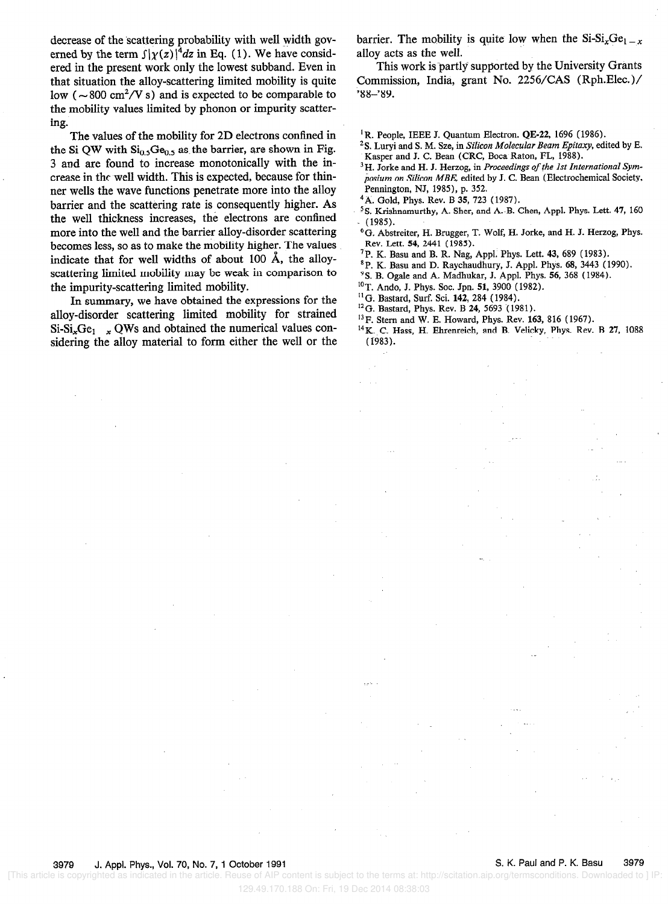decrease of the scattering probability with well width governed by the term $\int|\chi(z)|^4 dz$ in Eq. (1). We have considered in the present work only the lowest subband. Even in that situation the alloy-scattering limited mobility is quite low ($\sim 800\ \mathrm{cm^2/V\,s}$) and is expected to be comparable to the mobility values limited by phonon or impurity scattering.

The values of the mobility for 2D electrons confined in the Si QW with $Si_{0.5}Ge_{0.5}$ as the barrier, are shown in Fig. 3 and are found to increase monotonically with the increase in the well width. This is expected, because for thinner wells the wave functions penetrate more into the alloy barrier and the scattering rate is consequently higher. As the well thickness increases, the electrons are confined more into the well and the barrier alloy-disorder scattering becomes less, so as to make the mobility higher. The values indicate that for well widths of about 100 Å, the alloy-scattering limited mobility may be weak in comparison to the impurity-scattering limited mobility.

In summary, we have obtained the expressions for the alloy-disorder scattering limited mobility for strained Si-$Si_xGe_{1-x}$ QWs and obtained the numerical values considering the alloy material to form either the well or the barrier. The mobility is quite low when the Si-$Si_xGe_{1-x}$ alloy acts as the well.

This work is partly supported by the University Grants Commission, India, grant No. 2256/CAS (Rph.Elec.)/'88–'89.

[1] R. People, IEEE J. Quantum Electron. **QE-22**, 1696 (1986).
[2] S. Luryi and S. M. Sze, in *Silicon Molecular Beam Epitaxy*, edited by E. Kasper and J. C. Bean (CRC, Boca Raton, FL, 1988).
[3] H. Jorke and H. J. Herzog, in *Proceedings of the 1st International Symposium on Silicon MBE*, edited by J. C. Bean (Electrochemical Society, Pennington, NJ, 1985), p. 352.
[4] A. Gold, Phys. Rev. B **35**, 723 (1987).
[5] S. Krishnamurthy, A. Sher, and A.-B. Chen, Appl. Phys. Lett. **47**, 160 (1985).
[6] G. Abstreiter, H. Brugger, T. Wolf, H. Jorke, and H. J. Herzog, Phys. Rev. Lett. **54**, 2441 (1985).
[7] P. K. Basu and B. R. Nag, Appl. Phys. Lett. **43**, 689 (1983).
[8] P. K. Basu and D. Raychaudhury, J. Appl. Phys. **68**, 3443 (1990).
[9] S. B. Ogale and A. Madhukar, J. Appl. Phys. **56**, 368 (1984).
[10] T. Ando, J. Phys. Soc. Jpn. **51**, 3900 (1982).
[11] G. Bastard, Surf. Sci. **142**, 284 (1984).
[12] G. Bastard, Phys. Rev. B **24**, 5693 (1981).
[13] F. Stern and W. E. Howard, Phys. Rev. **163**, 816 (1967).
[14] K. C. Hass, H. Ehrenreich, and B. Velicky, Phys. Rev. B **27**, 1088 (1983).